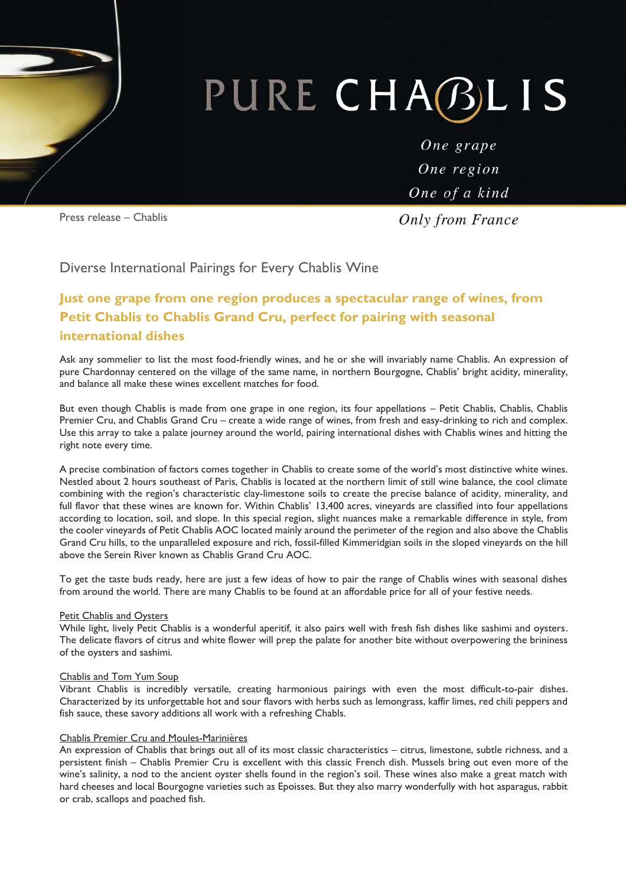# PURE CHABLIS

*One grape*
*One region*
*One of a kind*

*Only from France*

Press release – Chablis

## Diverse International Pairings for Every Chablis Wine

### Just one grape from one region produces a spectacular range of wines, from Petit Chablis to Chablis Grand Cru, perfect for pairing with seasonal international dishes

Ask any sommelier to list the most food-friendly wines, and he or she will invariably name Chablis. An expression of pure Chardonnay centered on the village of the same name, in northern Bourgogne, Chablis' bright acidity, minerality, and balance all make these wines excellent matches for food.

But even though Chablis is made from one grape in one region, its four appellations – Petit Chablis, Chablis, Chablis Premier Cru, and Chablis Grand Cru – create a wide range of wines, from fresh and easy-drinking to rich and complex. Use this array to take a palate journey around the world, pairing international dishes with Chablis wines and hitting the right note every time.

A precise combination of factors comes together in Chablis to create some of the world's most distinctive white wines. Nestled about 2 hours southeast of Paris, Chablis is located at the northern limit of still wine balance, the cool climate combining with the region's characteristic clay-limestone soils to create the precise balance of acidity, minerality, and full flavor that these wines are known for. Within Chablis' 13,400 acres, vineyards are classified into four appellations according to location, soil, and slope. In this special region, slight nuances make a remarkable difference in style, from the cooler vineyards of Petit Chablis AOC located mainly around the perimeter of the region and also above the Chablis Grand Cru hills, to the unparalleled exposure and rich, fossil-filled Kimmeridgian soils in the sloped vineyards on the hill above the Serein River known as Chablis Grand Cru AOC.

To get the taste buds ready, here are just a few ideas of how to pair the range of Chablis wines with seasonal dishes from around the world. There are many Chablis to be found at an affordable price for all of your festive needs.

<u>Petit Chablis and Oysters</u>
While light, lively Petit Chablis is a wonderful aperitif, it also pairs well with fresh fish dishes like sashimi and oysters. The delicate flavors of citrus and white flower will prep the palate for another bite without overpowering the brininess of the oysters and sashimi.

<u>Chablis and Tom Yum Soup</u>
Vibrant Chablis is incredibly versatile, creating harmonious pairings with even the most difficult-to-pair dishes. Characterized by its unforgettable hot and sour flavors with herbs such as lemongrass, kaffir limes, red chili peppers and fish sauce, these savory additions all work with a refreshing Chablis.

<u>Chablis Premier Cru and Moules-Marinières</u>
An expression of Chablis that brings out all of its most classic characteristics – citrus, limestone, subtle richness, and a persistent finish – Chablis Premier Cru is excellent with this classic French dish. Mussels bring out even more of the wine's salinity, a nod to the ancient oyster shells found in the region's soil. These wines also make a great match with hard cheeses and local Bourgogne varieties such as Epoisses. But they also marry wonderfully with hot asparagus, rabbit or crab, scallops and poached fish.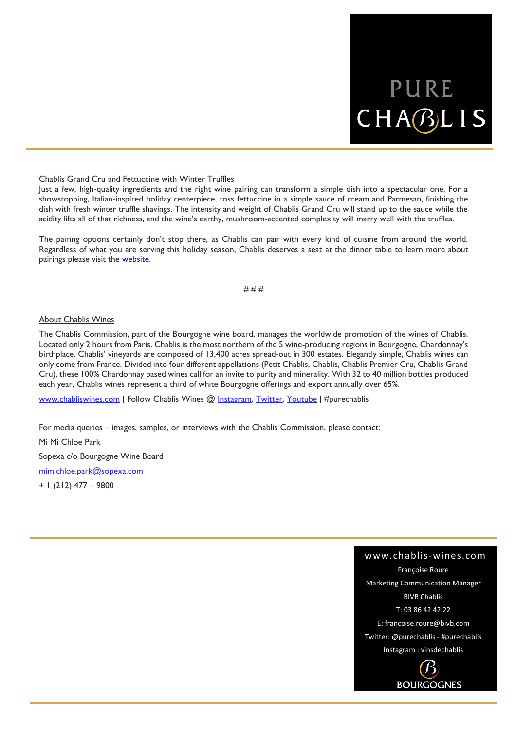PURE CHABLIS

Chablis Grand Cru and Fettuccine with Winter Truffles

Just a few, high-quality ingredients and the right wine pairing can transform a simple dish into a spectacular one. For a showstopping, Italian-inspired holiday centerpiece, toss fettuccine in a simple sauce of cream and Parmesan, finishing the dish with fresh winter truffle shavings. The intensity and weight of Chablis Grand Cru will stand up to the sauce while the acidity lifts all of that richness, and the wine's earthy, mushroom-accented complexity will marry well with the truffles.

The pairing options certainly don't stop there, as Chablis can pair with every kind of cuisine from around the world. Regardless of what you are serving this holiday season, Chablis deserves a seat at the dinner table to learn more about pairings please visit the website.

# # #

About Chablis Wines

The Chablis Commission, part of the Bourgogne wine board, manages the worldwide promotion of the wines of Chablis. Located only 2 hours from Paris, Chablis is the most northern of the 5 wine-producing regions in Bourgogne, Chardonnay's birthplace. Chablis' vineyards are composed of 13,400 acres spread-out in 300 estates. Elegantly simple, Chablis wines can only come from France. Divided into four different appellations (Petit Chablis, Chablis, Chablis Premier Cru, Chablis Grand Cru), these 100% Chardonnay based wines call for an invite to purity and minerality. With 32 to 40 million bottles produced each year, Chablis wines represent a third of white Bourgogne offerings and export annually over 65%.

www.chabliswines.com | Follow Chablis Wines @ Instagram, Twitter, Youtube | #purechablis

For media queries – images, samples, or interviews with the Chablis Commission, please contact:

Mi Mi Chloe Park

Sopexa c/o Bourgogne Wine Board

mimichloe.park@sopexa.com

+ 1 (212) 477 – 9800

www.chablis-wines.com

Françoise Roure

Marketing Communication Manager

BIVB Chablis

T: 03 86 42 42 22

E: francoise.roure@bivb.com

Twitter: @purechablis - #purechablis

Instagram : vinsdechablis

BOURGOGNES